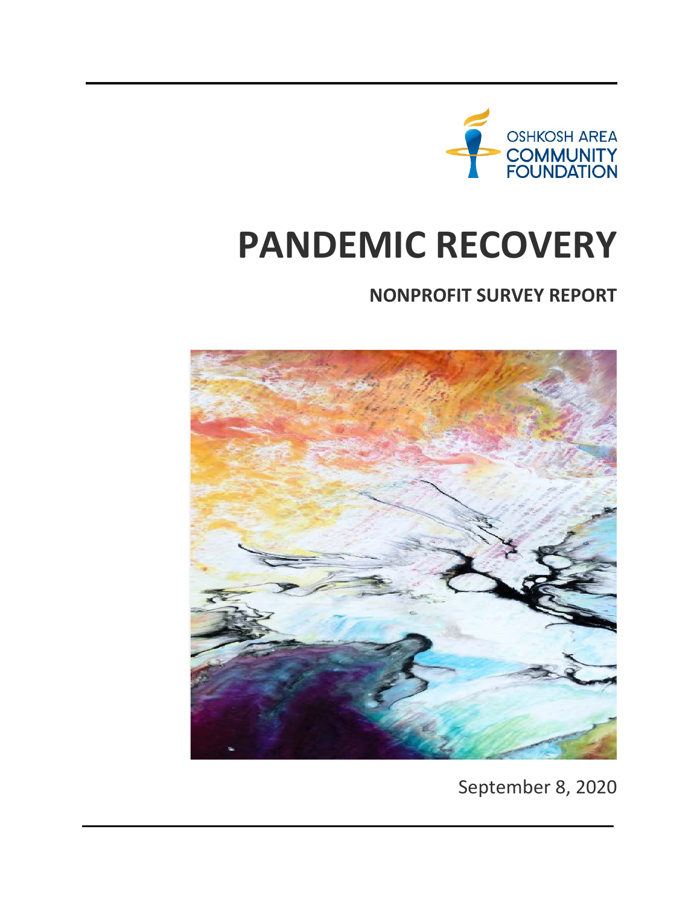OSHKOSH AREA COMMUNITY FOUNDATION

# PANDEMIC RECOVERY

## NONPROFIT SURVEY REPORT

September 8, 2020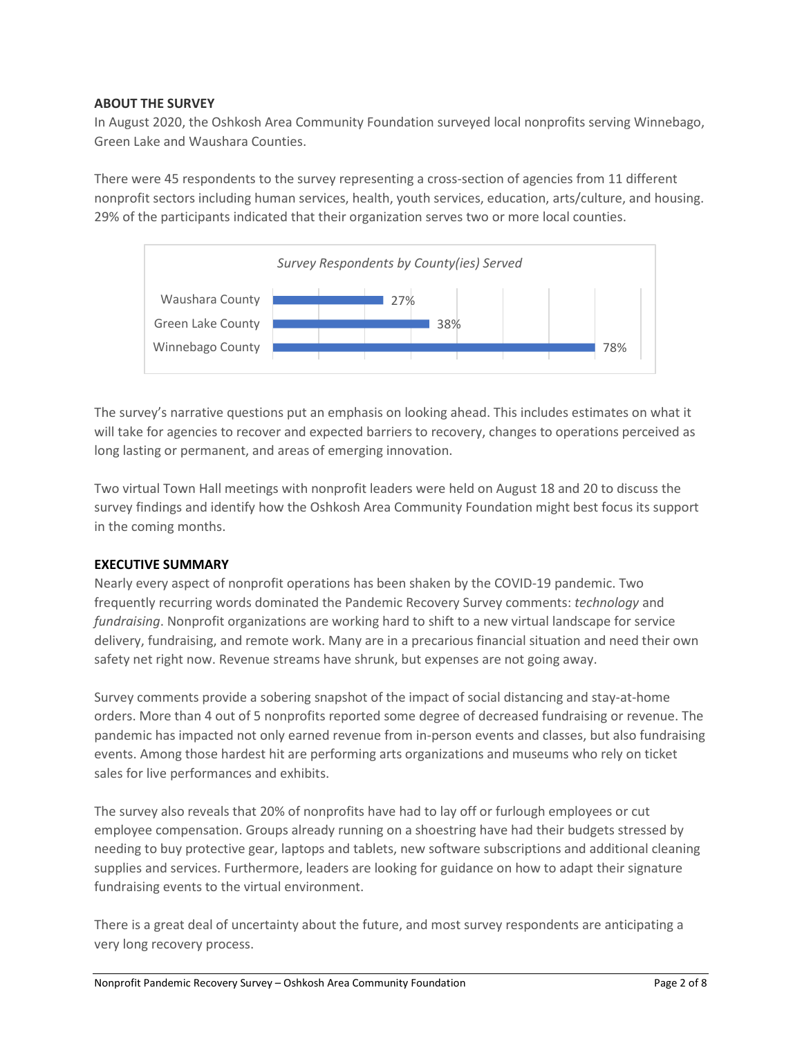## ABOUT THE SURVEY

In August 2020, the Oshkosh Area Community Foundation surveyed local nonprofits serving Winnebago, Green Lake and Waushara Counties.

There were 45 respondents to the survey representing a cross-section of agencies from 11 different nonprofit sectors including human services, health, youth services, education, arts/culture, and housing. 29% of the participants indicated that their organization serves two or more local counties.

*Survey Respondents by County(ies) Served*

| County | Percentage |
| --- | --- |
| Waushara County | 27% |
| Green Lake County | 38% |
| Winnebago County | 78% |

The survey's narrative questions put an emphasis on looking ahead. This includes estimates on what it will take for agencies to recover and expected barriers to recovery, changes to operations perceived as long lasting or permanent, and areas of emerging innovation.

Two virtual Town Hall meetings with nonprofit leaders were held on August 18 and 20 to discuss the survey findings and identify how the Oshkosh Area Community Foundation might best focus its support in the coming months.

## EXECUTIVE SUMMARY

Nearly every aspect of nonprofit operations has been shaken by the COVID-19 pandemic. Two frequently recurring words dominated the Pandemic Recovery Survey comments: *technology* and *fundraising*. Nonprofit organizations are working hard to shift to a new virtual landscape for service delivery, fundraising, and remote work. Many are in a precarious financial situation and need their own safety net right now. Revenue streams have shrunk, but expenses are not going away.

Survey comments provide a sobering snapshot of the impact of social distancing and stay-at-home orders. More than 4 out of 5 nonprofits reported some degree of decreased fundraising or revenue. The pandemic has impacted not only earned revenue from in-person events and classes, but also fundraising events. Among those hardest hit are performing arts organizations and museums who rely on ticket sales for live performances and exhibits.

The survey also reveals that 20% of nonprofits have had to lay off or furlough employees or cut employee compensation. Groups already running on a shoestring have had their budgets stressed by needing to buy protective gear, laptops and tablets, new software subscriptions and additional cleaning supplies and services. Furthermore, leaders are looking for guidance on how to adapt their signature fundraising events to the virtual environment.

There is a great deal of uncertainty about the future, and most survey respondents are anticipating a very long recovery process.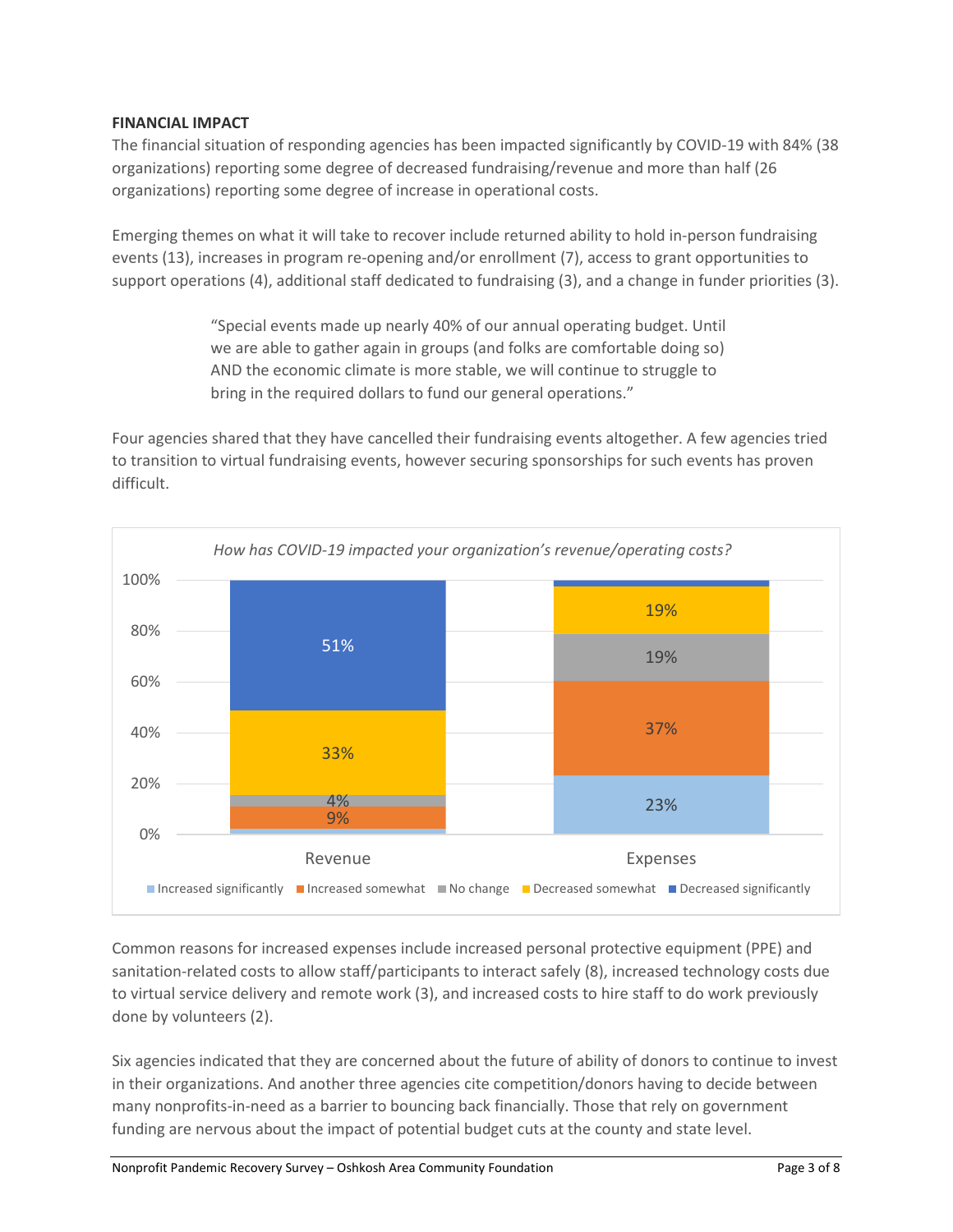**FINANCIAL IMPACT**

The financial situation of responding agencies has been impacted significantly by COVID-19 with 84% (38 organizations) reporting some degree of decreased fundraising/revenue and more than half (26 organizations) reporting some degree of increase in operational costs.

Emerging themes on what it will take to recover include returned ability to hold in-person fundraising events (13), increases in program re-opening and/or enrollment (7), access to grant opportunities to support operations (4), additional staff dedicated to fundraising (3), and a change in funder priorities (3).

> "Special events made up nearly 40% of our annual operating budget. Until we are able to gather again in groups (and folks are comfortable doing so) AND the economic climate is more stable, we will continue to struggle to bring in the required dollars to fund our general operations."

Four agencies shared that they have cancelled their fundraising events altogether. A few agencies tried to transition to virtual fundraising events, however securing sponsorships for such events has proven difficult.

*How has COVID-19 impacted your organization's revenue/operating costs?*

| | Increased significantly | Increased somewhat | No change | Decreased somewhat | Decreased significantly |
|---|---|---|---|---|---|
| Revenue | | 9% | 4% | 33% | 51% |
| Expenses | 23% | 37% | 19% | 19% | |

Common reasons for increased expenses include increased personal protective equipment (PPE) and sanitation-related costs to allow staff/participants to interact safely (8), increased technology costs due to virtual service delivery and remote work (3), and increased costs to hire staff to do work previously done by volunteers (2).

Six agencies indicated that they are concerned about the future of ability of donors to continue to invest in their organizations. And another three agencies cite competition/donors having to decide between many nonprofits-in-need as a barrier to bouncing back financially. Those that rely on government funding are nervous about the impact of potential budget cuts at the county and state level.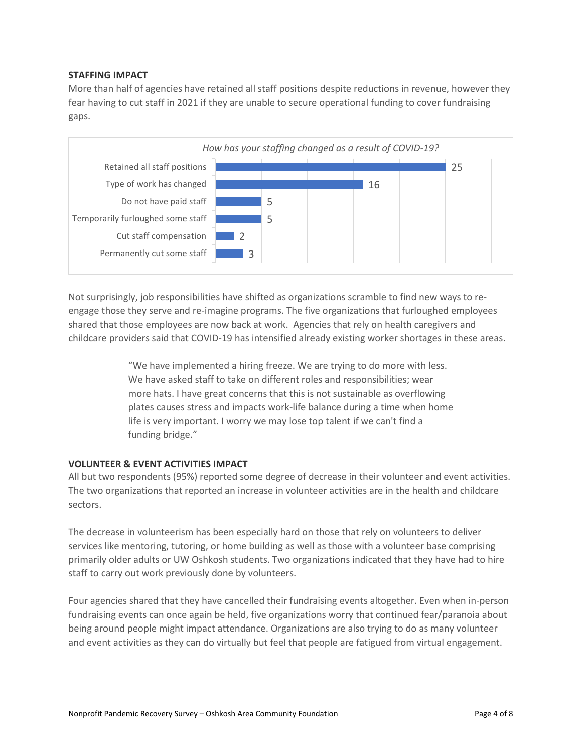**STAFFING IMPACT**

More than half of agencies have retained all staff positions despite reductions in revenue, however they fear having to cut staff in 2021 if they are unable to secure operational funding to cover fundraising gaps.

*How has your staffing changed as a result of COVID-19?*

| Response | Count |
| --- | --- |
| Retained all staff positions | 25 |
| Type of work has changed | 16 |
| Do not have paid staff | 5 |
| Temporarily furloughed some staff | 5 |
| Cut staff compensation | 2 |
| Permanently cut some staff | 3 |

Not surprisingly, job responsibilities have shifted as organizations scramble to find new ways to re-engage those they serve and re-imagine programs. The five organizations that furloughed employees shared that those employees are now back at work. Agencies that rely on health caregivers and childcare providers said that COVID-19 has intensified already existing worker shortages in these areas.

> "We have implemented a hiring freeze. We are trying to do more with less. We have asked staff to take on different roles and responsibilities; wear more hats. I have great concerns that this is not sustainable as overflowing plates causes stress and impacts work-life balance during a time when home life is very important. I worry we may lose top talent if we can't find a funding bridge."

**VOLUNTEER & EVENT ACTIVITIES IMPACT**

All but two respondents (95%) reported some degree of decrease in their volunteer and event activities. The two organizations that reported an increase in volunteer activities are in the health and childcare sectors.

The decrease in volunteerism has been especially hard on those that rely on volunteers to deliver services like mentoring, tutoring, or home building as well as those with a volunteer base comprising primarily older adults or UW Oshkosh students. Two organizations indicated that they have had to hire staff to carry out work previously done by volunteers.

Four agencies shared that they have cancelled their fundraising events altogether. Even when in-person fundraising events can once again be held, five organizations worry that continued fear/paranoia about being around people might impact attendance. Organizations are also trying to do as many volunteer and event activities as they can do virtually but feel that people are fatigued from virtual engagement.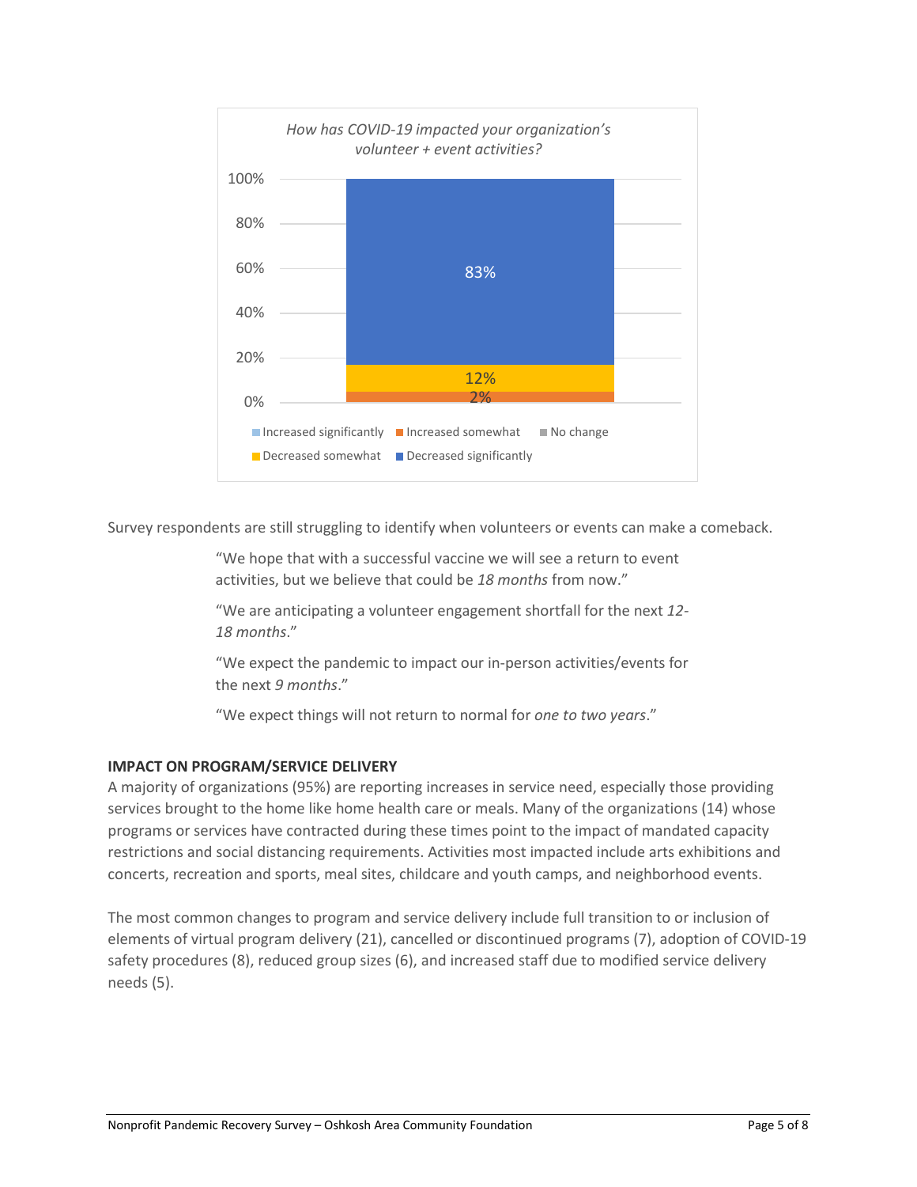*How has COVID-19 impacted your organization's volunteer + event activities?*

| Response | Percentage |
|---|---|
| Increased significantly | |
| Increased somewhat | 2% |
| No change | |
| Decreased somewhat | 12% |
| Decreased significantly | 83% |

Survey respondents are still struggling to identify when volunteers or events can make a comeback.

> "We hope that with a successful vaccine we will see a return to event activities, but we believe that could be *18 months* from now."
>
> "We are anticipating a volunteer engagement shortfall for the next *12-18 months*."
>
> "We expect the pandemic to impact our in-person activities/events for the next *9 months*."
>
> "We expect things will not return to normal for *one to two years*."

**IMPACT ON PROGRAM/SERVICE DELIVERY**

A majority of organizations (95%) are reporting increases in service need, especially those providing services brought to the home like home health care or meals. Many of the organizations (14) whose programs or services have contracted during these times point to the impact of mandated capacity restrictions and social distancing requirements. Activities most impacted include arts exhibitions and concerts, recreation and sports, meal sites, childcare and youth camps, and neighborhood events.

The most common changes to program and service delivery include full transition to or inclusion of elements of virtual program delivery (21), cancelled or discontinued programs (7), adoption of COVID-19 safety procedures (8), reduced group sizes (6), and increased staff due to modified service delivery needs (5).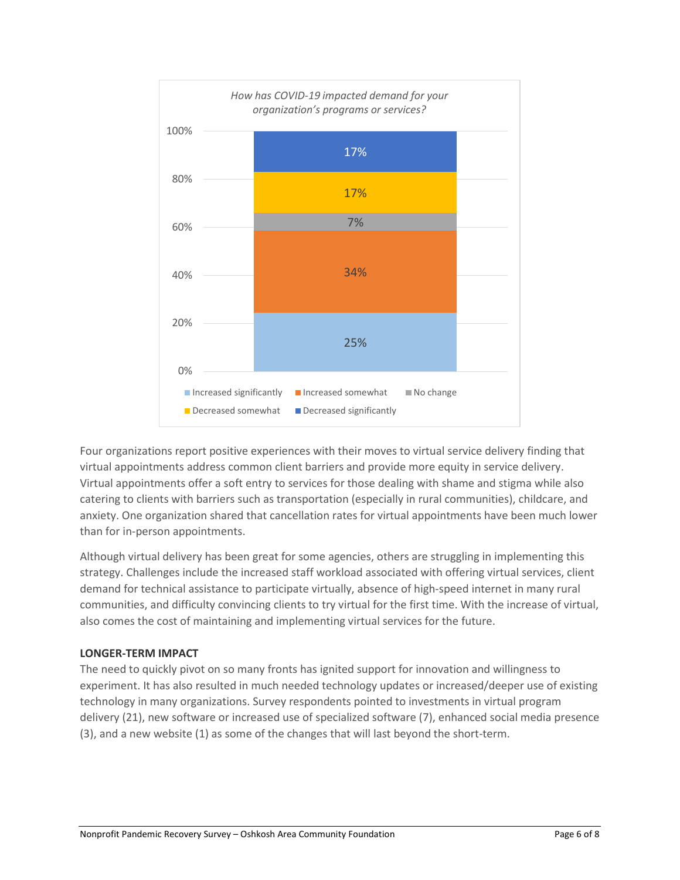*How has COVID-19 impacted demand for your organization's programs or services?*

| Response | Percentage |
|---|---|
| Increased significantly | 25% |
| Increased somewhat | 34% |
| No change | 7% |
| Decreased somewhat | 17% |
| Decreased significantly | 17% |

Four organizations report positive experiences with their moves to virtual service delivery finding that virtual appointments address common client barriers and provide more equity in service delivery. Virtual appointments offer a soft entry to services for those dealing with shame and stigma while also catering to clients with barriers such as transportation (especially in rural communities), childcare, and anxiety. One organization shared that cancellation rates for virtual appointments have been much lower than for in-person appointments.

Although virtual delivery has been great for some agencies, others are struggling in implementing this strategy. Challenges include the increased staff workload associated with offering virtual services, client demand for technical assistance to participate virtually, absence of high-speed internet in many rural communities, and difficulty convincing clients to try virtual for the first time. With the increase of virtual, also comes the cost of maintaining and implementing virtual services for the future.

**LONGER-TERM IMPACT**

The need to quickly pivot on so many fronts has ignited support for innovation and willingness to experiment. It has also resulted in much needed technology updates or increased/deeper use of existing technology in many organizations. Survey respondents pointed to investments in virtual program delivery (21), new software or increased use of specialized software (7), enhanced social media presence (3), and a new website (1) as some of the changes that will last beyond the short-term.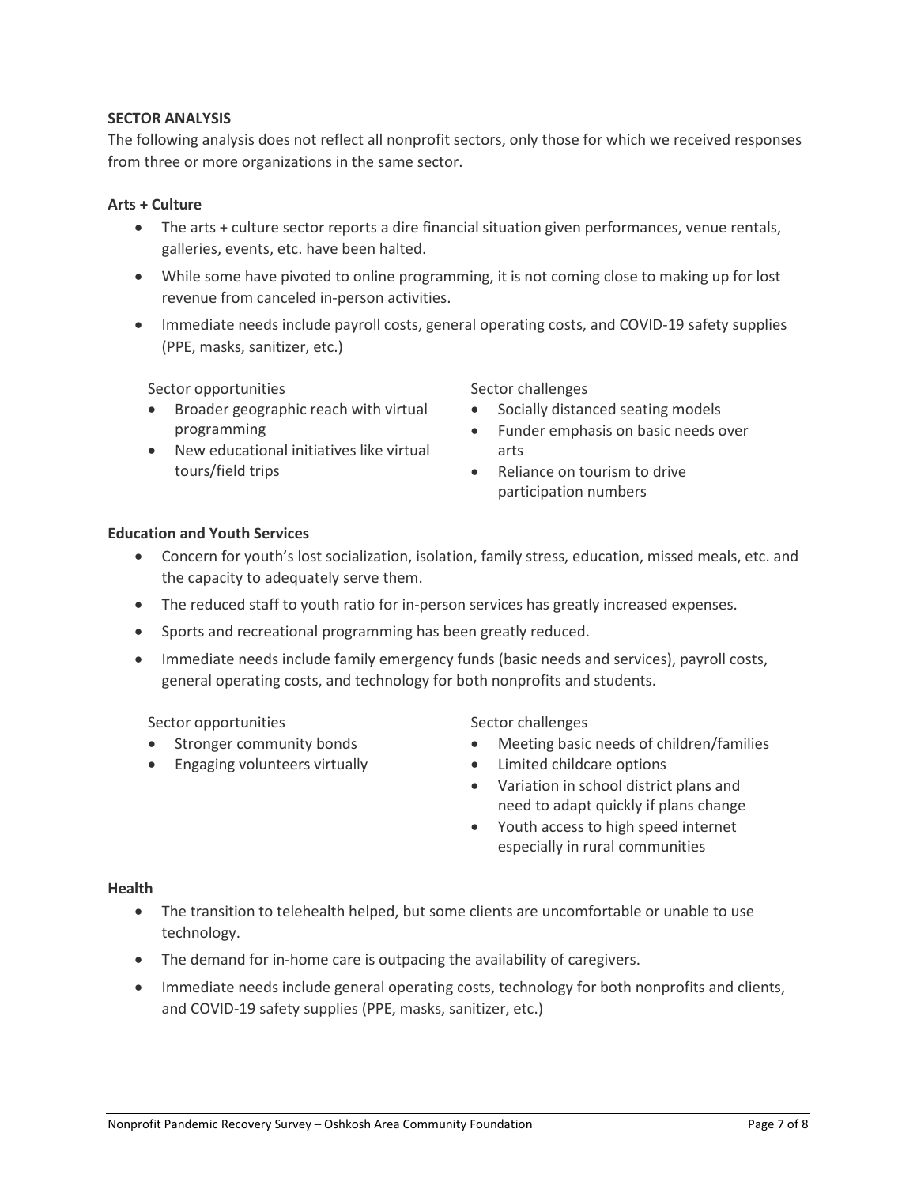**SECTOR ANALYSIS**

The following analysis does not reflect all nonprofit sectors, only those for which we received responses from three or more organizations in the same sector.

**Arts + Culture**

- The arts + culture sector reports a dire financial situation given performances, venue rentals, galleries, events, etc. have been halted.
- While some have pivoted to online programming, it is not coming close to making up for lost revenue from canceled in-person activities.
- Immediate needs include payroll costs, general operating costs, and COVID-19 safety supplies (PPE, masks, sanitizer, etc.)

Sector opportunities

- Broader geographic reach with virtual programming
- New educational initiatives like virtual tours/field trips

Sector challenges

- Socially distanced seating models
- Funder emphasis on basic needs over arts
- Reliance on tourism to drive participation numbers

**Education and Youth Services**

- Concern for youth's lost socialization, isolation, family stress, education, missed meals, etc. and the capacity to adequately serve them.
- The reduced staff to youth ratio for in-person services has greatly increased expenses.
- Sports and recreational programming has been greatly reduced.
- Immediate needs include family emergency funds (basic needs and services), payroll costs, general operating costs, and technology for both nonprofits and students.

Sector opportunities

- Stronger community bonds
- Engaging volunteers virtually

Sector challenges

- Meeting basic needs of children/families
- Limited childcare options
- Variation in school district plans and need to adapt quickly if plans change
- Youth access to high speed internet especially in rural communities

**Health**

- The transition to telehealth helped, but some clients are uncomfortable or unable to use technology.
- The demand for in-home care is outpacing the availability of caregivers.
- Immediate needs include general operating costs, technology for both nonprofits and clients, and COVID-19 safety supplies (PPE, masks, sanitizer, etc.)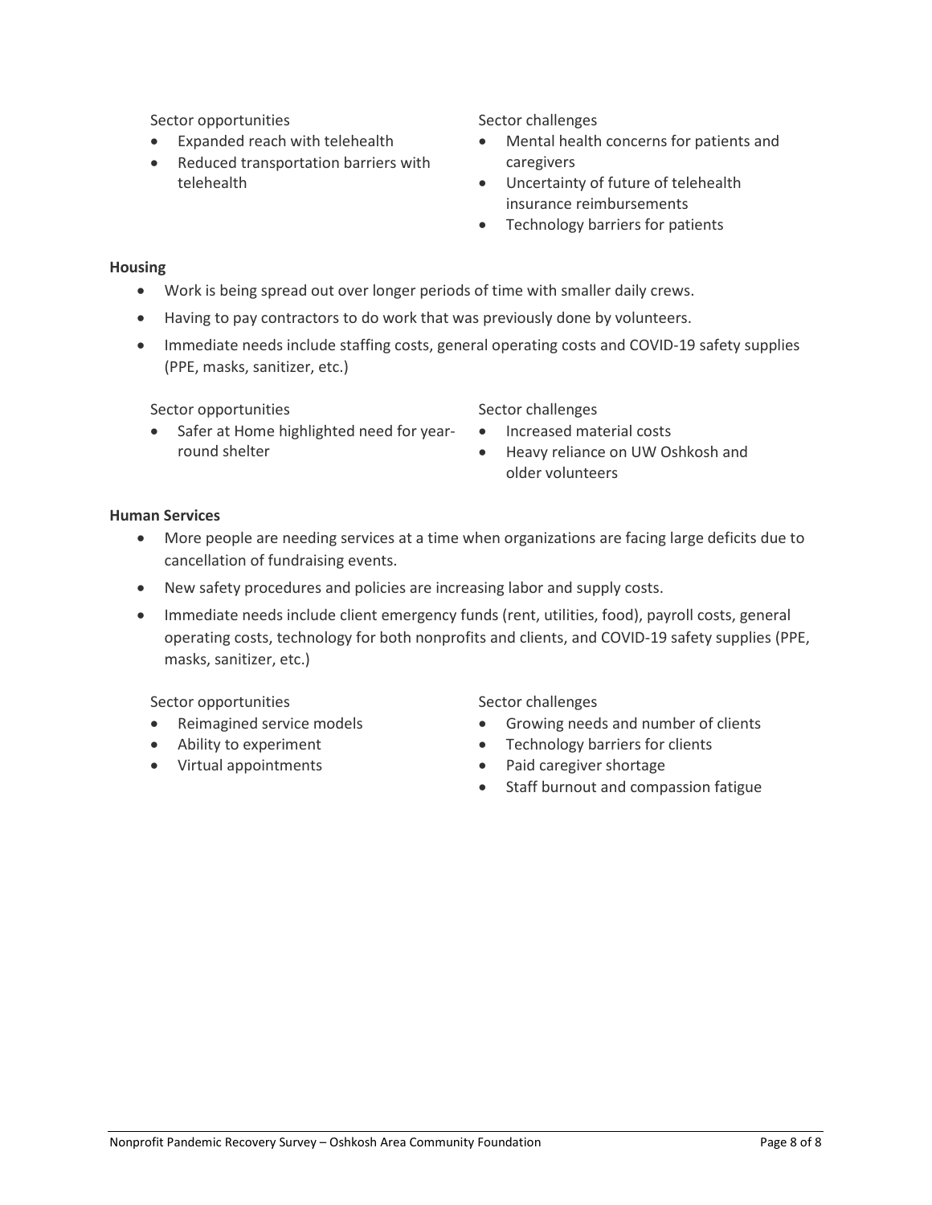Sector opportunities

- Expanded reach with telehealth
- Reduced transportation barriers with telehealth

Sector challenges

- Mental health concerns for patients and caregivers
- Uncertainty of future of telehealth insurance reimbursements
- Technology barriers for patients

**Housing**

- Work is being spread out over longer periods of time with smaller daily crews.
- Having to pay contractors to do work that was previously done by volunteers.
- Immediate needs include staffing costs, general operating costs and COVID-19 safety supplies (PPE, masks, sanitizer, etc.)

Sector opportunities

- Safer at Home highlighted need for year-round shelter

Sector challenges

- Increased material costs
- Heavy reliance on UW Oshkosh and older volunteers

**Human Services**

- More people are needing services at a time when organizations are facing large deficits due to cancellation of fundraising events.
- New safety procedures and policies are increasing labor and supply costs.
- Immediate needs include client emergency funds (rent, utilities, food), payroll costs, general operating costs, technology for both nonprofits and clients, and COVID-19 safety supplies (PPE, masks, sanitizer, etc.)

Sector opportunities

- Reimagined service models
- Ability to experiment
- Virtual appointments

Sector challenges

- Growing needs and number of clients
- Technology barriers for clients
- Paid caregiver shortage
- Staff burnout and compassion fatigue